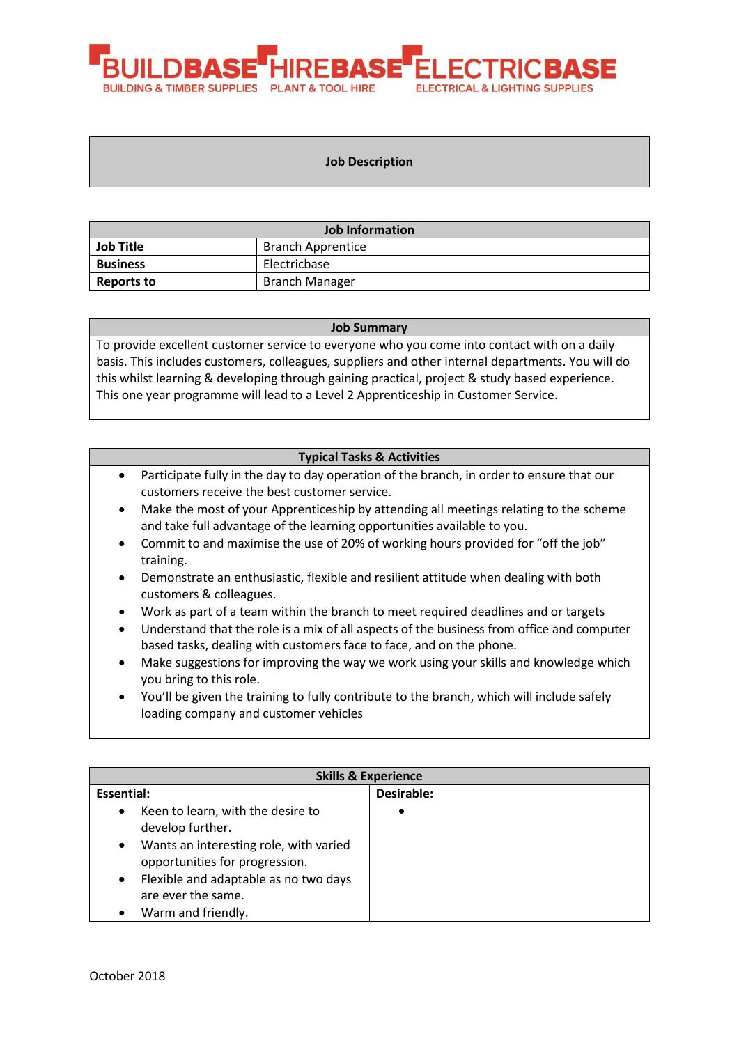BUILDBASE HIREBASE ELECTRICBASE

BUILDING & TIMBER SUPPLIES PLANT & TOOL HIRE ELECTRICAL & LIGHTING SUPPLIES

# Job Description

| Job Information | |
|---|---|
| **Job Title** | Branch Apprentice |
| **Business** | Electricbase |
| **Reports to** | Branch Manager |

## Job Summary

To provide excellent customer service to everyone who you come into contact with on a daily basis. This includes customers, colleagues, suppliers and other internal departments. You will do this whilst learning & developing through gaining practical, project & study based experience. This one year programme will lead to a Level 2 Apprenticeship in Customer Service.

## Typical Tasks & Activities

- Participate fully in the day to day operation of the branch, in order to ensure that our customers receive the best customer service.
- Make the most of your Apprenticeship by attending all meetings relating to the scheme and take full advantage of the learning opportunities available to you.
- Commit to and maximise the use of 20% of working hours provided for "off the job" training.
- Demonstrate an enthusiastic, flexible and resilient attitude when dealing with both customers & colleagues.
- Work as part of a team within the branch to meet required deadlines and or targets
- Understand that the role is a mix of all aspects of the business from office and computer based tasks, dealing with customers face to face, and on the phone.
- Make suggestions for improving the way we work using your skills and knowledge which you bring to this role.
- You'll be given the training to fully contribute to the branch, which will include safely loading company and customer vehicles

## Skills & Experience

| **Essential:** | **Desirable:** |
|---|---|
| • Keen to learn, with the desire to develop further.<br>• Wants an interesting role, with varied opportunities for progression.<br>• Flexible and adaptable as no two days are ever the same.<br>• Warm and friendly. | • |

October 2018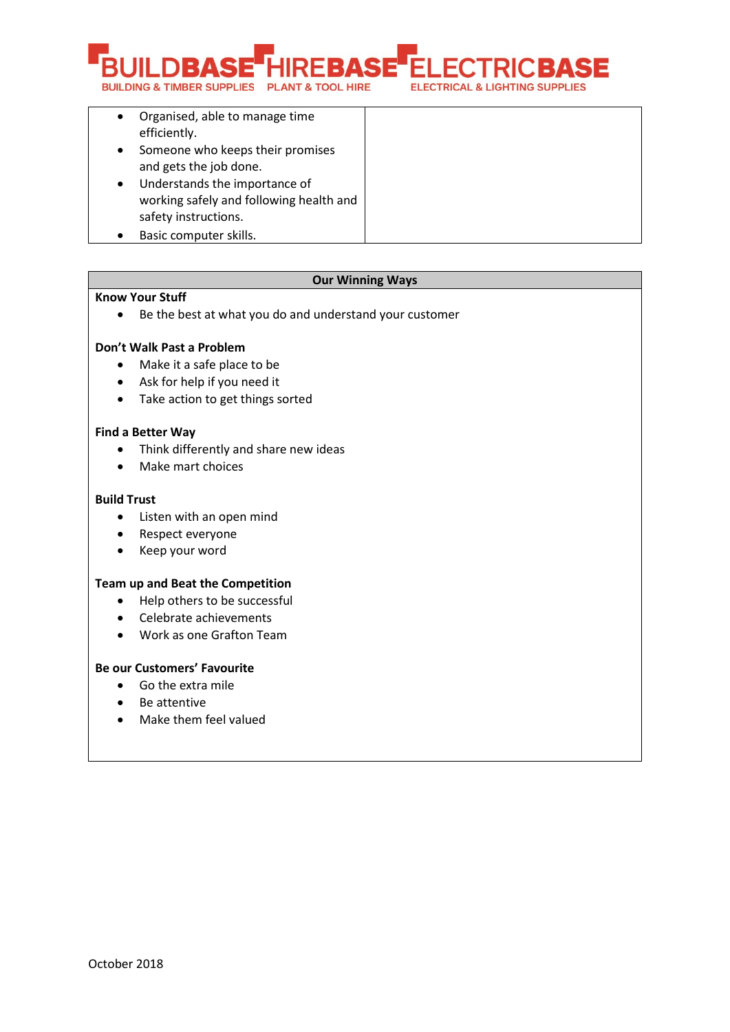| | |
|---|---|
| • Organised, able to manage time efficiently.<br>• Someone who keeps their promises and gets the job done.<br>• Understands the importance of working safely and following health and safety instructions.<br>• Basic computer skills. | |

| Our Winning Ways |
|---|
| **Know Your Stuff**<br>• Be the best at what you do and understand your customer<br><br>**Don't Walk Past a Problem**<br>• Make it a safe place to be<br>• Ask for help if you need it<br>• Take action to get things sorted<br><br>**Find a Better Way**<br>• Think differently and share new ideas<br>• Make mart choices<br><br>**Build Trust**<br>• Listen with an open mind<br>• Respect everyone<br>• Keep your word<br><br>**Team up and Beat the Competition**<br>• Help others to be successful<br>• Celebrate achievements<br>• Work as one Grafton Team<br><br>**Be our Customers' Favourite**<br>• Go the extra mile<br>• Be attentive<br>• Make them feel valued |

October 2018